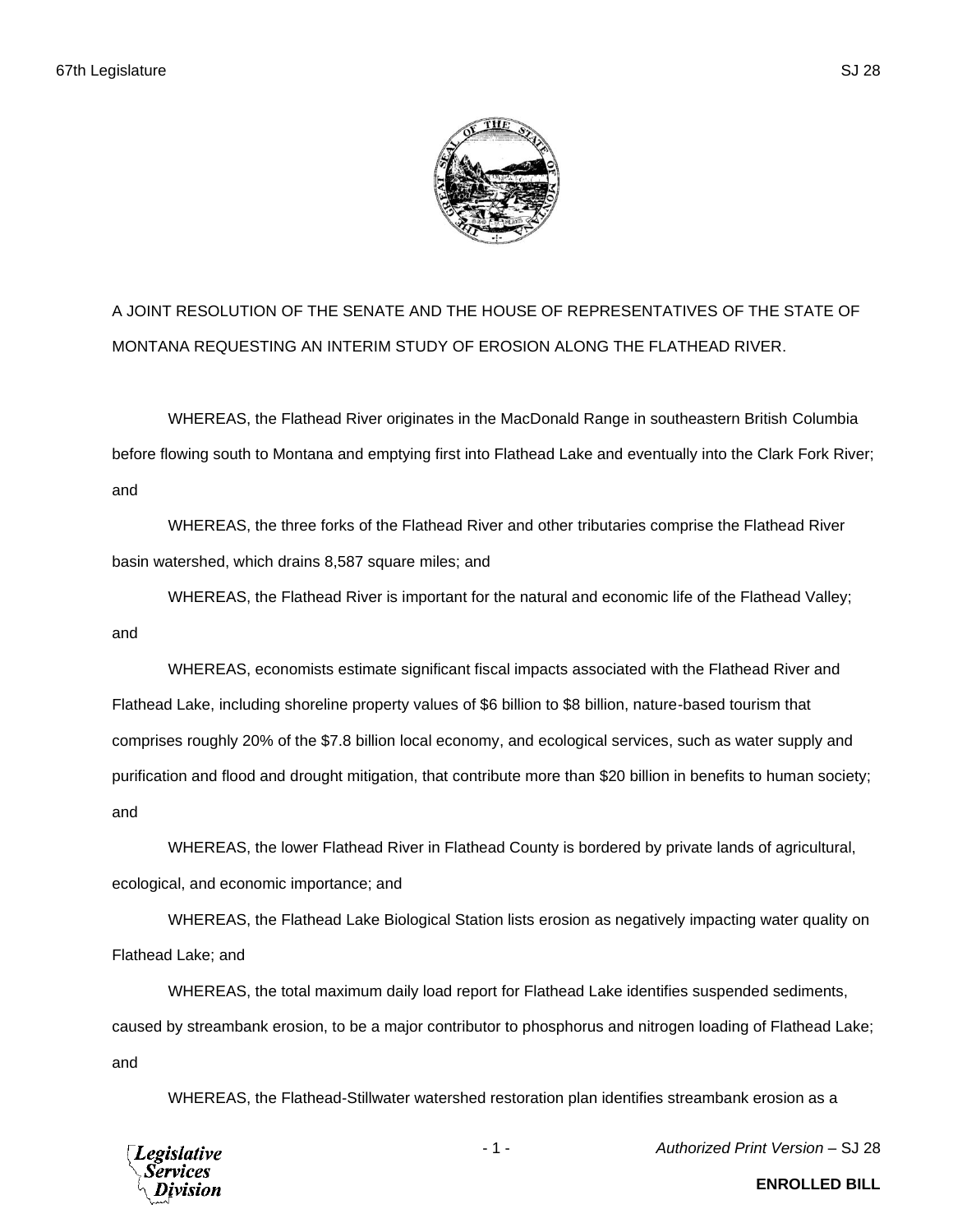A JOINT RESOLUTION OF THE SENATE AND THE HOUSE OF REPRESENTATIVES OF THE STATE OF MONTANA REQUESTING AN INTERIM STUDY OF EROSION ALONG THE FLATHEAD RIVER.

WHEREAS, the Flathead River originates in the MacDonald Range in southeastern British Columbia before flowing south to Montana and emptying first into Flathead Lake and eventually into the Clark Fork River; and

WHEREAS, the three forks of the Flathead River and other tributaries comprise the Flathead River basin watershed, which drains 8,587 square miles; and

WHEREAS, the Flathead River is important for the natural and economic life of the Flathead Valley; and

WHEREAS, economists estimate significant fiscal impacts associated with the Flathead River and Flathead Lake, including shoreline property values of $6 billion to $8 billion, nature-based tourism that comprises roughly 20% of the $7.8 billion local economy, and ecological services, such as water supply and purification and flood and drought mitigation, that contribute more than $20 billion in benefits to human society; and

WHEREAS, the lower Flathead River in Flathead County is bordered by private lands of agricultural, ecological, and economic importance; and

WHEREAS, the Flathead Lake Biological Station lists erosion as negatively impacting water quality on Flathead Lake; and

WHEREAS, the total maximum daily load report for Flathead Lake identifies suspended sediments, caused by streambank erosion, to be a major contributor to phosphorus and nitrogen loading of Flathead Lake; and

WHEREAS, the Flathead-Stillwater watershed restoration plan identifies streambank erosion as a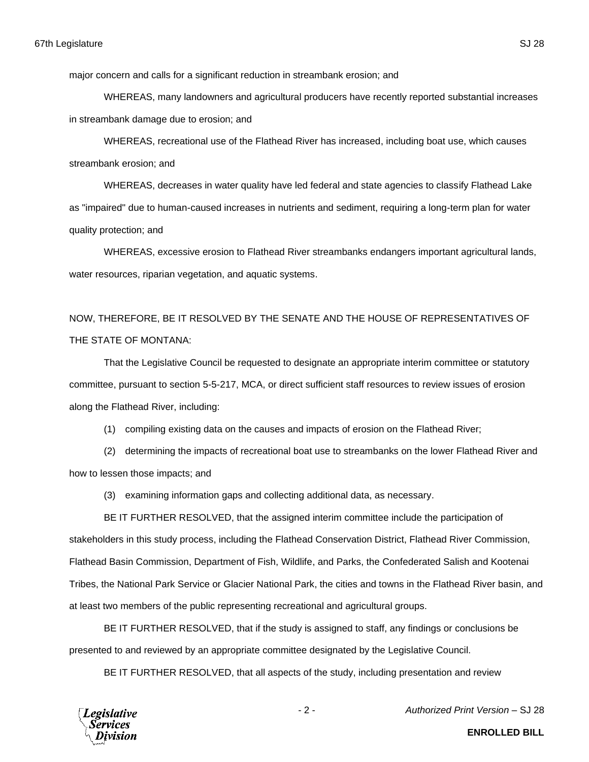major concern and calls for a significant reduction in streambank erosion; and

WHEREAS, many landowners and agricultural producers have recently reported substantial increases in streambank damage due to erosion; and

WHEREAS, recreational use of the Flathead River has increased, including boat use, which causes streambank erosion; and

WHEREAS, decreases in water quality have led federal and state agencies to classify Flathead Lake as "impaired" due to human-caused increases in nutrients and sediment, requiring a long-term plan for water quality protection; and

WHEREAS, excessive erosion to Flathead River streambanks endangers important agricultural lands, water resources, riparian vegetation, and aquatic systems.

NOW, THEREFORE, BE IT RESOLVED BY THE SENATE AND THE HOUSE OF REPRESENTATIVES OF THE STATE OF MONTANA:

That the Legislative Council be requested to designate an appropriate interim committee or statutory committee, pursuant to section 5-5-217, MCA, or direct sufficient staff resources to review issues of erosion along the Flathead River, including:

(1) compiling existing data on the causes and impacts of erosion on the Flathead River;

(2) determining the impacts of recreational boat use to streambanks on the lower Flathead River and how to lessen those impacts; and

(3) examining information gaps and collecting additional data, as necessary.

BE IT FURTHER RESOLVED, that the assigned interim committee include the participation of stakeholders in this study process, including the Flathead Conservation District, Flathead River Commission, Flathead Basin Commission, Department of Fish, Wildlife, and Parks, the Confederated Salish and Kootenai Tribes, the National Park Service or Glacier National Park, the cities and towns in the Flathead River basin, and at least two members of the public representing recreational and agricultural groups.

BE IT FURTHER RESOLVED, that if the study is assigned to staff, any findings or conclusions be presented to and reviewed by an appropriate committee designated by the Legislative Council.

BE IT FURTHER RESOLVED, that all aspects of the study, including presentation and review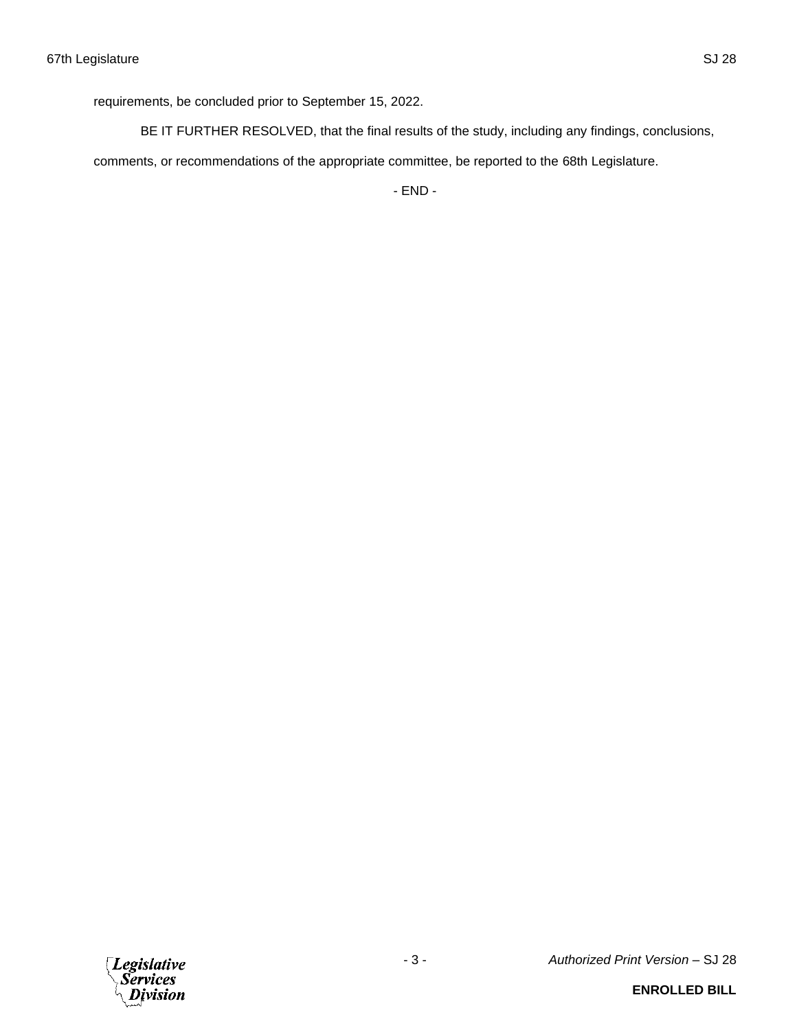requirements, be concluded prior to September 15, 2022.

BE IT FURTHER RESOLVED, that the final results of the study, including any findings, conclusions, comments, or recommendations of the appropriate committee, be reported to the 68th Legislature.

- END -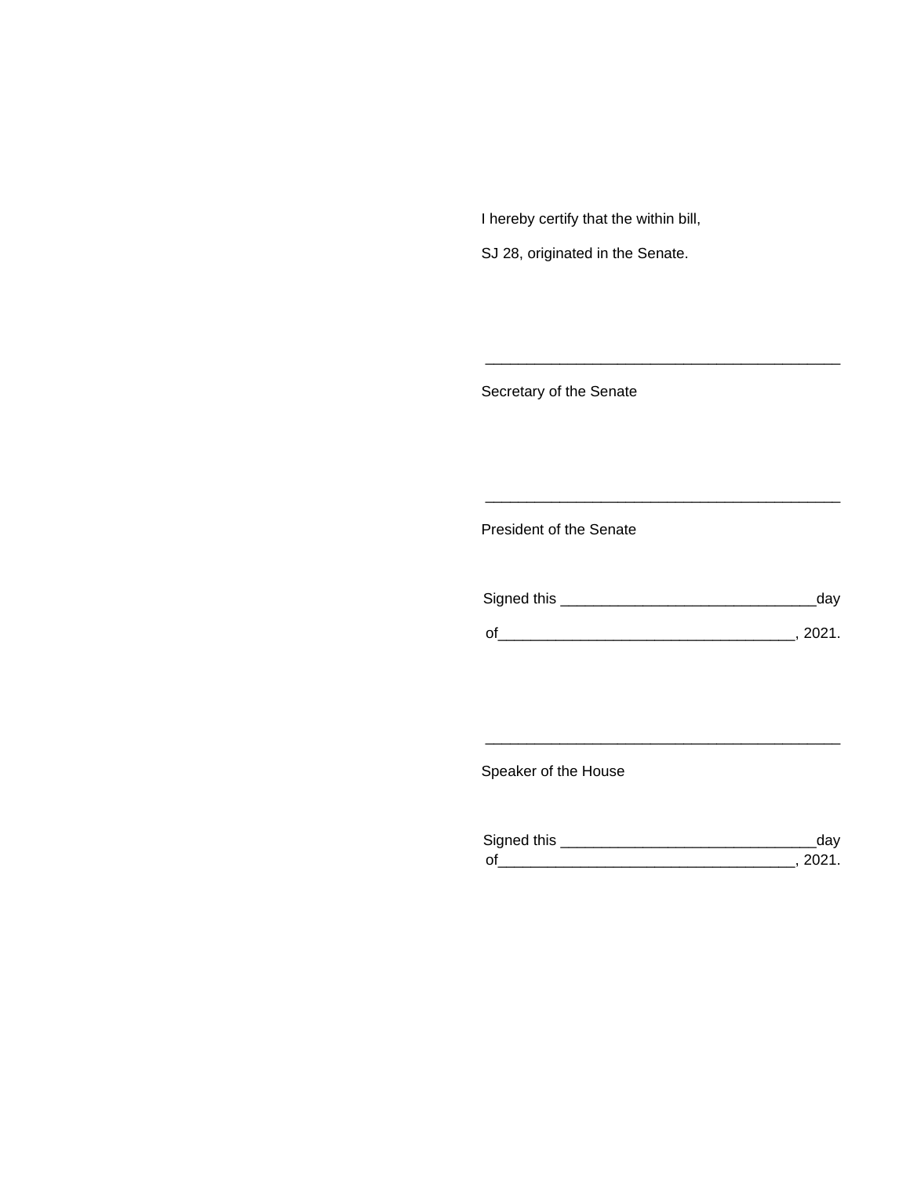I hereby certify that the within bill,

SJ 28, originated in the Senate.

\_\_\_\_\_\_\_\_\_\_\_\_\_\_\_\_\_\_\_\_\_\_\_\_\_\_\_\_\_\_\_\_\_\_\_\_\_\_\_\_\_\_\_\_\_

Secretary of the Senate

\_\_\_\_\_\_\_\_\_\_\_\_\_\_\_\_\_\_\_\_\_\_\_\_\_\_\_\_\_\_\_\_\_\_\_\_\_\_\_\_\_\_\_\_\_

President of the Senate

Signed this \_\_\_\_\_\_\_\_\_\_\_\_\_\_\_\_\_\_\_\_\_\_\_\_\_\_\_\_\_\_\_day

of\_\_\_\_\_\_\_\_\_\_\_\_\_\_\_\_\_\_\_\_\_\_\_\_\_\_\_\_\_\_\_\_\_\_\_\_, 2021.

\_\_\_\_\_\_\_\_\_\_\_\_\_\_\_\_\_\_\_\_\_\_\_\_\_\_\_\_\_\_\_\_\_\_\_\_\_\_\_\_\_\_\_\_\_

Speaker of the House

Signed this \_\_\_\_\_\_\_\_\_\_\_\_\_\_\_\_\_\_\_\_\_\_\_\_\_\_\_\_\_\_\_day

of\_\_\_\_\_\_\_\_\_\_\_\_\_\_\_\_\_\_\_\_\_\_\_\_\_\_\_\_\_\_\_\_\_\_\_\_, 2021.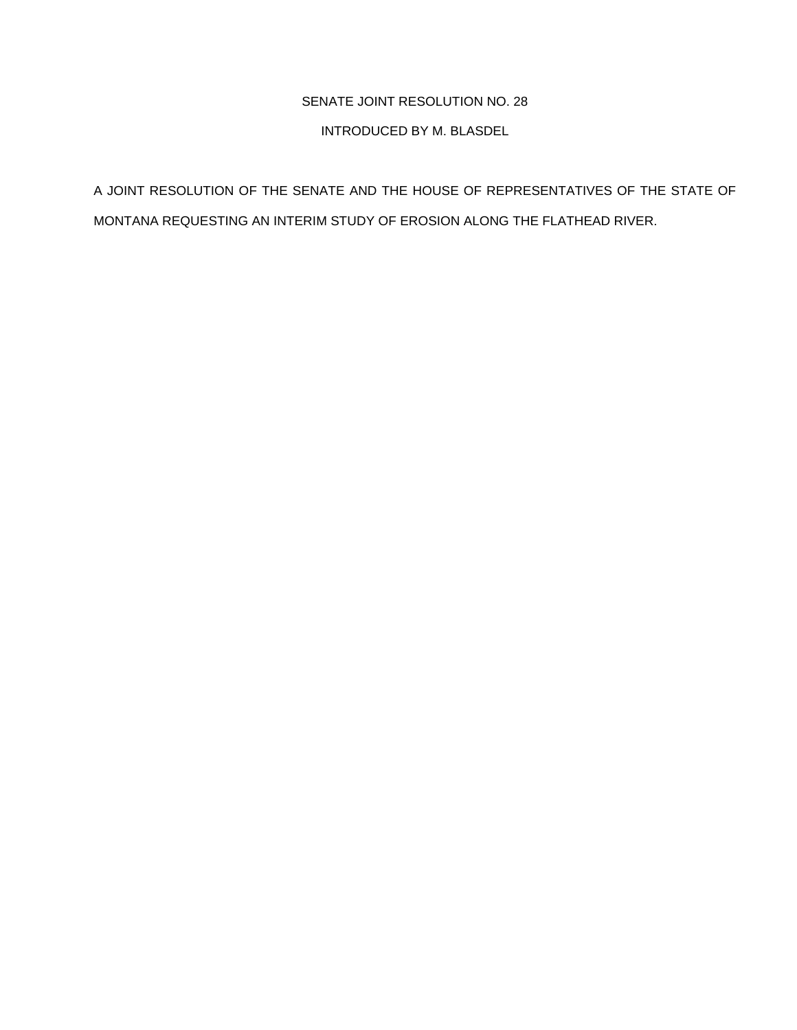SENATE JOINT RESOLUTION NO. 28

INTRODUCED BY M. BLASDEL

A JOINT RESOLUTION OF THE SENATE AND THE HOUSE OF REPRESENTATIVES OF THE STATE OF MONTANA REQUESTING AN INTERIM STUDY OF EROSION ALONG THE FLATHEAD RIVER.